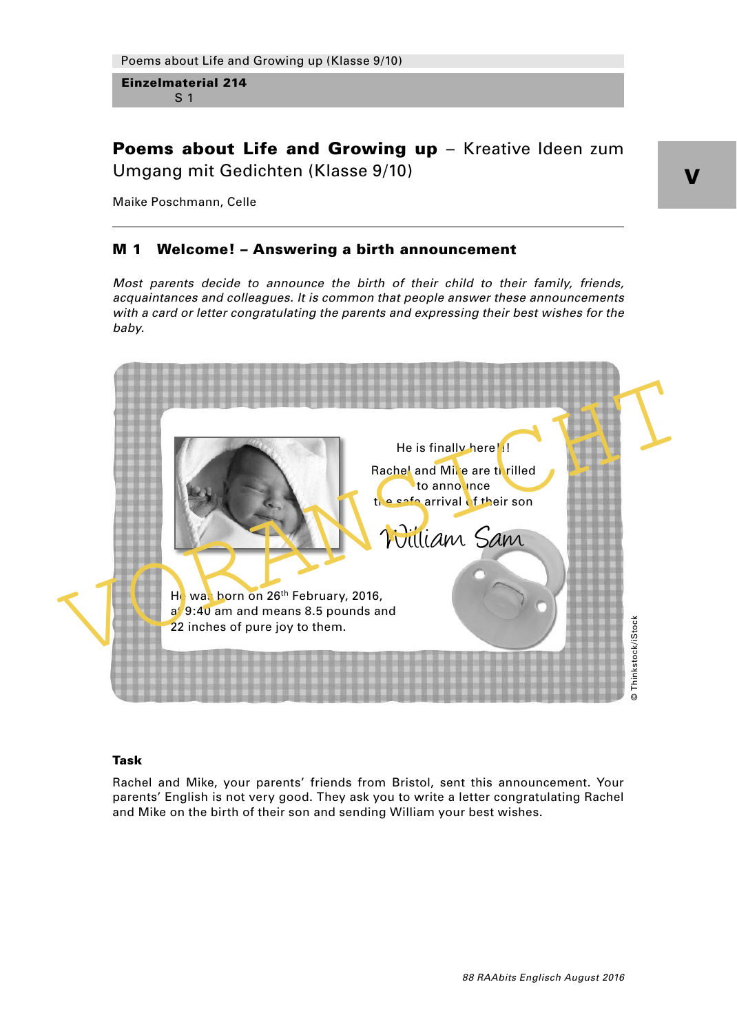# Poems about Life and Growing up – Kreative Ideen zum Umgang mit Gedichten (Klasse 9/10)

Maike Poschmann, Celle

## M 1 Welcome! – Answering a birth announcement

*Most parents decide to announce the birth of their child to their family, friends, acquaintances and colleagues. It is common that people answer these announcements with a card or letter congratulating the parents and expressing their best wishes for the baby.*

He is finally here!!

Rachel and Mike are thrilled to announce the safe arrival of their son

William Sam

He was born on 26th February, 2016, at 9:40 am and means 8.5 pounds and 22 inches of pure joy to them.

© Thinkstock/iStock

### Task

Rachel and Mike, your parents' friends from Bristol, sent this announcement. Your parents' English is not very good. They ask you to write a letter congratulating Rachel and Mike on the birth of their son and sending William your best wishes.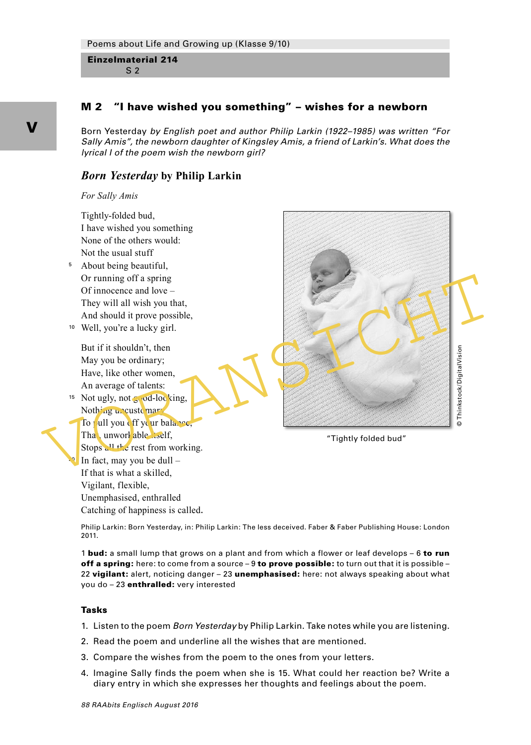## M 2 "I have wished you something" – wishes for a newborn

*Born Yesterday by English poet and author Philip Larkin (1922–1985) was written "For Sally Amis", the newborn daughter of Kingsley Amis, a friend of Larkin's. What does the lyrical I of the poem wish the newborn girl?*

### *Born Yesterday* by Philip Larkin

*For Sally Amis*

Tightly-folded bud,  
I have wished you something  
None of the others would:  
Not the usual stuff  
5 About being beautiful,  
Or running off a spring  
Of innocence and love –  
They will all wish you that,  
And should it prove possible,  
10 Well, you're a lucky girl.

But if it shouldn't, then  
May you be ordinary;  
Have, like other women,  
An average of talents:  
15 Not ugly, not good-looking,  
Nothing uncustomary  
To pull you off your balance,  
That, unworkable itself,  
Stops all the rest from working.  
20 In fact, may you be dull –  
If that is what a skilled,  
Vigilant, flexible,  
Unemphasised, enthralled  
Catching of happiness is called.

"Tightly folded bud"

© Thinkstock/DigitalVision

Philip Larkin: Born Yesterday, in: Philip Larkin: The less deceived. Faber & Faber Publishing House: London 2011.

1 **bud:** a small lump that grows on a plant and from which a flower or leaf develops – 6 **to run off a spring:** here: to come from a source – 9 **to prove possible:** to turn out that it is possible – 22 **vigilant:** alert, noticing danger – 23 **unemphasised:** here: not always speaking about what you do – 23 **enthralled:** very interested

#### Tasks

1. Listen to the poem *Born Yesterday* by Philip Larkin. Take notes while you are listening.
2. Read the poem and underline all the wishes that are mentioned.
3. Compare the wishes from the poem to the ones from your letters.
4. Imagine Sally finds the poem when she is 15. What could her reaction be? Write a diary entry in which she expresses her thoughts and feelings about the poem.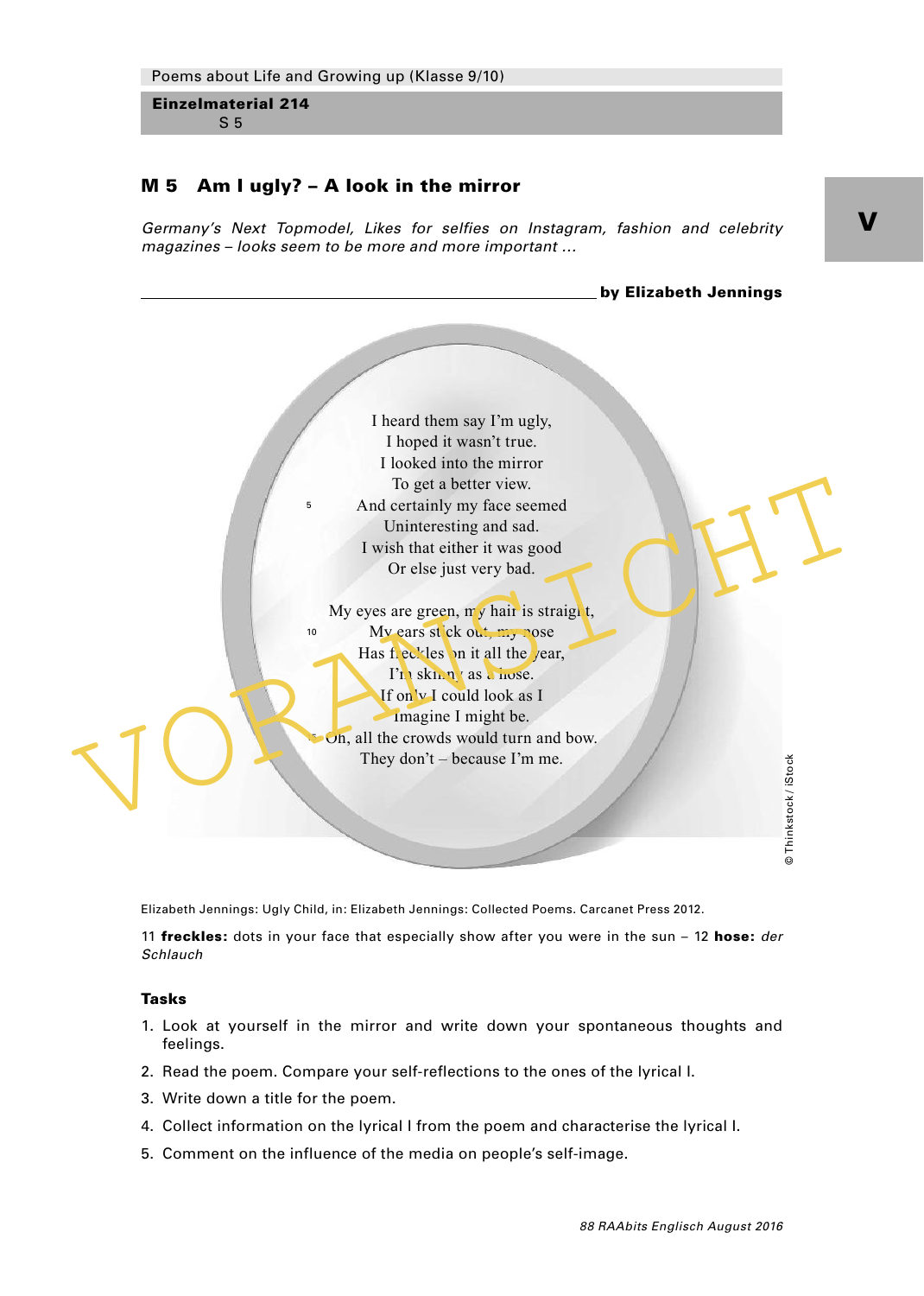## M 5 Am I ugly? – A look in the mirror

*Germany's Next Topmodel, Likes for selfies on Instagram, fashion and celebrity magazines – looks seem to be more and more important …*

________________________________________ **by Elizabeth Jennings**

I heard them say I'm ugly,  
I hoped it wasn't true.  
I looked into the mirror  
To get a better view.  
5 And certainly my face seemed  
Uninteresting and sad.  
I wish that either it was good  
Or else just very bad.

My eyes are green, my hair is straight,  
10 My ears stick out, my nose  
Has freckles on it all the year,  
I'm skinny as a hose.  
If only I could look as I  
Imagine I might be.  
15 Oh, all the crowds would turn and bow.  
They don't – because I'm me.

© Thinkstock / iStock

Elizabeth Jennings: Ugly Child, in: Elizabeth Jennings: Collected Poems. Carcanet Press 2012.

11 **freckles:** dots in your face that especially show after you were in the sun – 12 **hose:** *der Schlauch*

### Tasks

1. Look at yourself in the mirror and write down your spontaneous thoughts and feelings.
2. Read the poem. Compare your self-reflections to the ones of the lyrical I.
3. Write down a title for the poem.
4. Collect information on the lyrical I from the poem and characterise the lyrical I.
5. Comment on the influence of the media on people's self-image.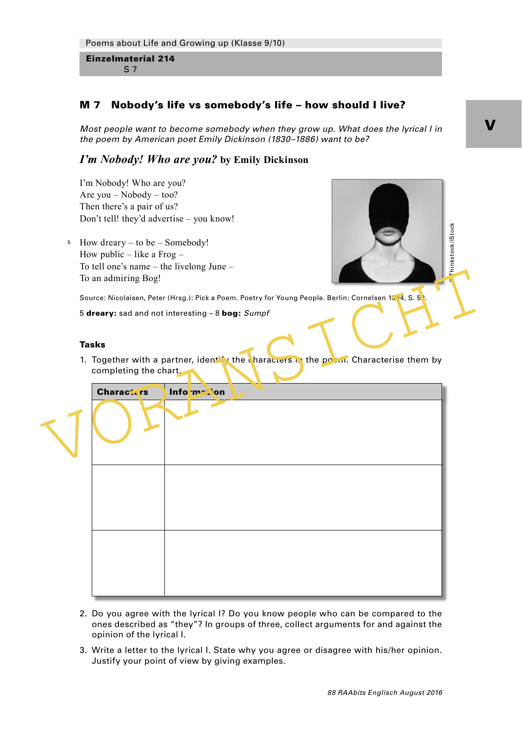## M 7 Nobody's life vs somebody's life – how should I live?

*Most people want to become somebody when they grow up. What does the lyrical I in the poem by American poet Emily Dickinson (1830–1886) want to be?*

### *I'm Nobody! Who are you?* by Emily Dickinson

I'm Nobody! Who are you?  
Are you – Nobody – too?  
Then there's a pair of us?  
Don't tell! they'd advertise – you know!

5 How dreary – to be – Somebody!  
How public – like a Frog –  
To tell one's name – the livelong June –  
To an admiring Bog!

©Thinkstock/iStock

Source: Nicolaisen, Peter (Hrsg.): Pick a Poem. Poetry for Young People. Berlin: Cornelsen 1994, S. 53.

5 **dreary:** sad and not interesting – 8 **bog:** *Sumpf*

**Tasks**

1. Together with a partner, identify the characters in the poem. Characterise them by completing the chart.

| Characters | Information |
|---|---|
| | |
| | |
| | |

2. Do you agree with the lyrical I? Do you know people who can be compared to the ones described as "they"? In groups of three, collect arguments for and against the opinion of the lyrical I.

3. Write a letter to the lyrical I. State why you agree or disagree with his/her opinion. Justify your point of view by giving examples.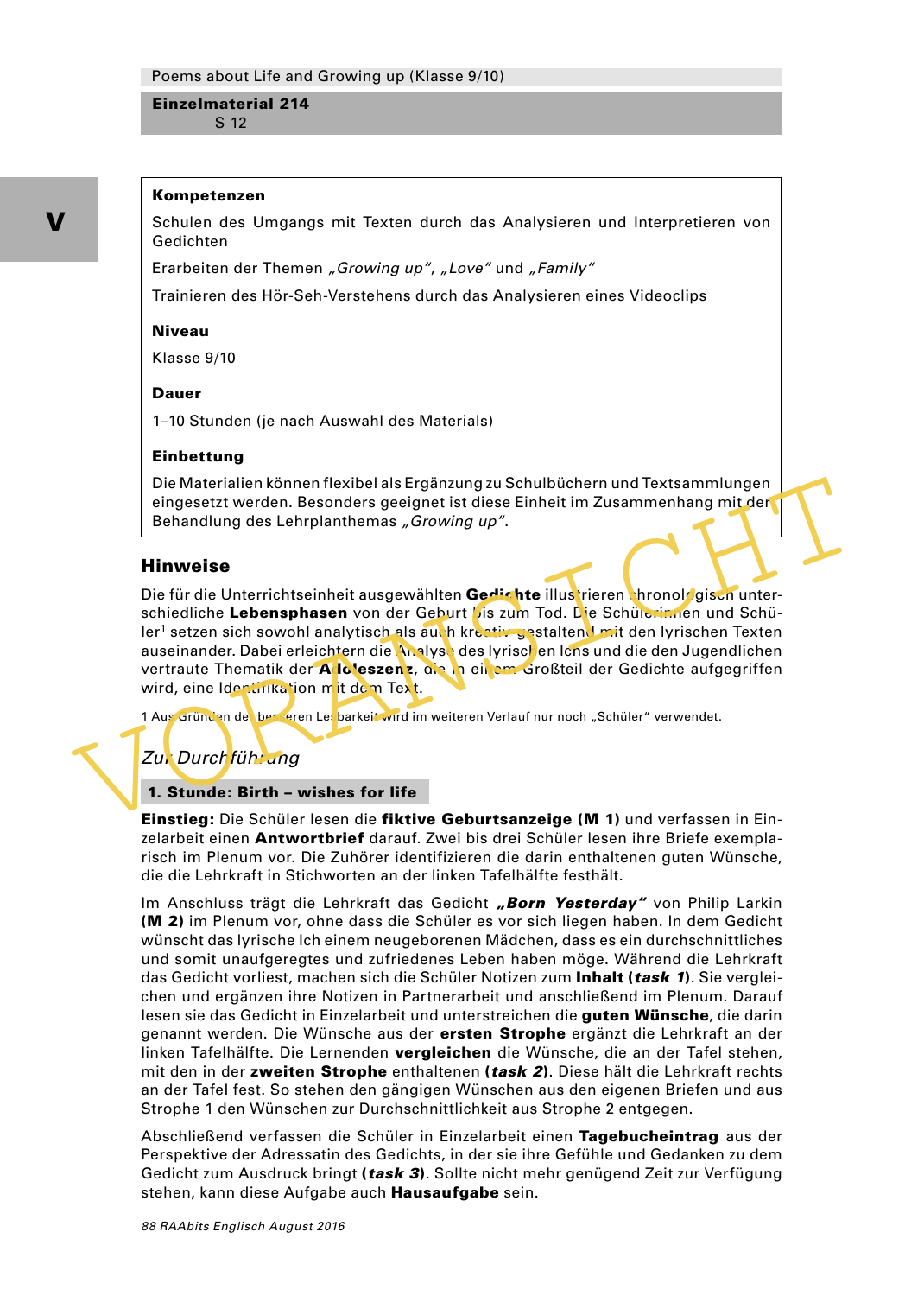**Einzelmaterial 214**
S 12

V

**Kompetenzen**

Schulen des Umgangs mit Texten durch das Analysieren und Interpretieren von Gedichten

Erarbeiten der Themen *„Growing up"*, *„Love"* und *„Family"*

Trainieren des Hör-Seh-Verstehens durch das Analysieren eines Videoclips

**Niveau**

Klasse 9/10

**Dauer**

1–10 Stunden (je nach Auswahl des Materials)

**Einbettung**

Die Materialien können flexibel als Ergänzung zu Schulbüchern und Textsammlungen eingesetzt werden. Besonders geeignet ist diese Einheit im Zusammenhang mit der Behandlung des Lehrplanthemas *„Growing up"*.

## Hinweise

Die für die Unterrichtseinheit ausgewählten **Gedichte** illustrieren chronologisch unterschiedliche **Lebensphasen** von der Geburt bis zum Tod. Die Schülerinnen und Schüler[1] setzen sich sowohl analytisch als auch kreativ-gestaltend mit den lyrischen Texten auseinander. Dabei erleichtern die Analyse des lyrischen Ichs und die den Jugendlichen vertraute Thematik der **Adoleszenz**, die in einem Großteil der Gedichte aufgegriffen wird, eine Identifikation mit dem Text.

1 Aus Gründen der besseren Lesbarkeit wird im weiteren Verlauf nur noch „Schüler" verwendet.

### *Zur Durchführung*

**1. Stunde: Birth – wishes for life**

**Einstieg:** Die Schüler lesen die **fiktive Geburtsanzeige (M 1)** und verfassen in Einzelarbeit einen **Antwortbrief** darauf. Zwei bis drei Schüler lesen ihre Briefe exemplarisch im Plenum vor. Die Zuhörer identifizieren die darin enthaltenen guten Wünsche, die die Lehrkraft in Stichworten an der linken Tafelhälfte festhält.

Im Anschluss trägt die Lehrkraft das Gedicht ***„Born Yesterday"*** von Philip Larkin **(M 2)** im Plenum vor, ohne dass die Schüler es vor sich liegen haben. In dem Gedicht wünscht das lyrische Ich einem neugeborenen Mädchen, dass es ein durchschnittliches und somit unaufgeregtes und zufriedenes Leben haben möge. Während die Lehrkraft das Gedicht vorliest, machen sich die Schüler Notizen zum **Inhalt (*task 1*)**. Sie vergleichen und ergänzen ihre Notizen in Partnerarbeit und anschließend im Plenum. Darauf lesen sie das Gedicht in Einzelarbeit und unterstreichen die **guten Wünsche**, die darin genannt werden. Die Wünsche aus der **ersten Strophe** ergänzt die Lehrkraft an der linken Tafelhälfte. Die Lernenden **vergleichen** die Wünsche, die an der Tafel stehen, mit den in der **zweiten Strophe** enthaltenen **(*task 2*)**. Diese hält die Lehrkraft rechts an der Tafel fest. So stehen den gängigen Wünschen aus den eigenen Briefen und aus Strophe 1 den Wünschen zur Durchschnittlichkeit aus Strophe 2 entgegen.

Abschließend verfassen die Schüler in Einzelarbeit einen **Tagebucheintrag** aus der Perspektive der Adressatin des Gedichts, in der sie ihre Gefühle und Gedanken zu dem Gedicht zum Ausdruck bringt **(*task 3*)**. Sollte nicht mehr genügend Zeit zur Verfügung stehen, kann diese Aufgabe auch **Hausaufgabe** sein.